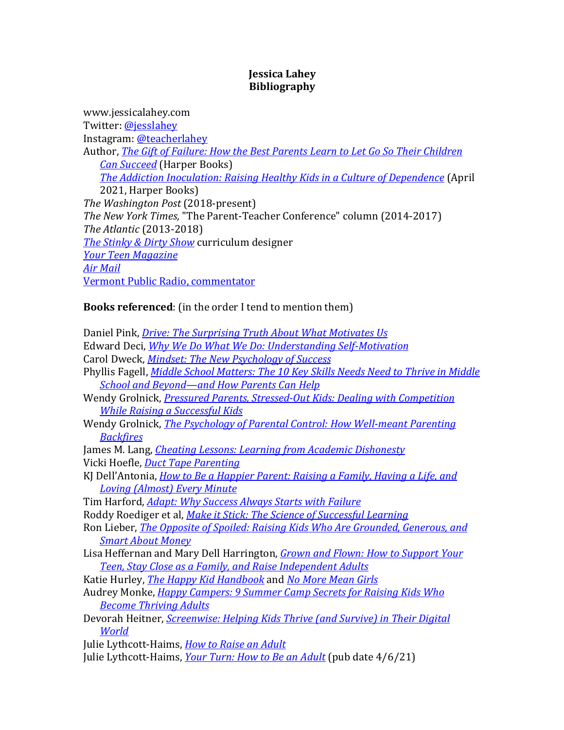**Jessica Lahey**
**Bibliography**

www.jessicalahey.com
Twitter: @jesslahey
Instagram: @teacherlahey
Author, *The Gift of Failure: How the Best Parents Learn to Let Go So Their Children Can Succeed* (Harper Books)
*The Addiction Inoculation: Raising Healthy Kids in a Culture of Dependence* (April 2021, Harper Books)
*The Washington Post* (2018-present)
*The New York Times,* "The Parent-Teacher Conference" column (2014-2017)
*The Atlantic* (2013-2018)
*The Stinky & Dirty Show* curriculum designer
*Your Teen Magazine*
*Air Mail*
Vermont Public Radio, commentator

**Books referenced**: (in the order I tend to mention them)

Daniel Pink, *Drive: The Surprising Truth About What Motivates Us*
Edward Deci, *Why We Do What We Do: Understanding Self-Motivation*
Carol Dweck, *Mindset: The New Psychology of Success*
Phyllis Fagell, *Middle School Matters: The 10 Key Skills Needs Need to Thrive in Middle School and Beyond—and How Parents Can Help*
Wendy Grolnick, *Pressured Parents, Stressed-Out Kids: Dealing with Competition While Raising a Successful Kids*
Wendy Grolnick, *The Psychology of Parental Control: How Well-meant Parenting Backfires*
James M. Lang, *Cheating Lessons: Learning from Academic Dishonesty*
Vicki Hoefle, *Duct Tape Parenting*
KJ Dell'Antonia, *How to Be a Happier Parent: Raising a Family, Having a Life, and Loving (Almost) Every Minute*
Tim Harford, *Adapt: Why Success Always Starts with Failure*
Roddy Roediger et al, *Make it Stick: The Science of Successful Learning*
Ron Lieber, *The Opposite of Spoiled: Raising Kids Who Are Grounded, Generous, and Smart About Money*
Lisa Heffernan and Mary Dell Harrington, *Grown and Flown: How to Support Your Teen, Stay Close as a Family, and Raise Independent Adults*
Katie Hurley, *The Happy Kid Handbook* and *No More Mean Girls*
Audrey Monke, *Happy Campers: 9 Summer Camp Secrets for Raising Kids Who Become Thriving Adults*
Devorah Heitner, *Screenwise: Helping Kids Thrive (and Survive) in Their Digital World*
Julie Lythcott-Haims, *How to Raise an Adult*
Julie Lythcott-Haims, *Your Turn: How to Be an Adult* (pub date 4/6/21)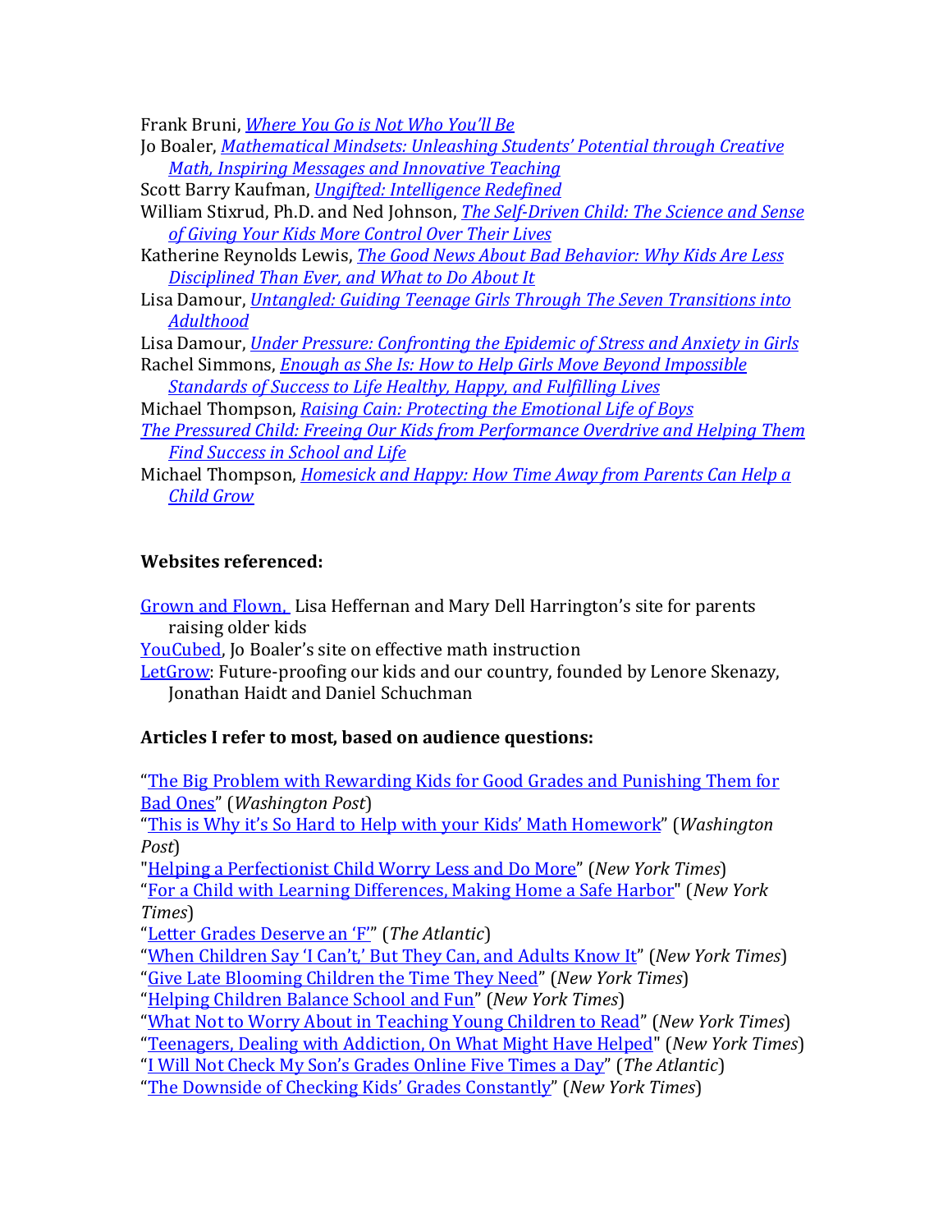Frank Bruni, *Where You Go is Not Who You'll Be*

Jo Boaler, *Mathematical Mindsets: Unleashing Students' Potential through Creative Math, Inspiring Messages and Innovative Teaching*

Scott Barry Kaufman, *Ungifted: Intelligence Redefined*

William Stixrud, Ph.D. and Ned Johnson, *The Self-Driven Child: The Science and Sense of Giving Your Kids More Control Over Their Lives*

Katherine Reynolds Lewis, *The Good News About Bad Behavior: Why Kids Are Less Disciplined Than Ever, and What to Do About It*

Lisa Damour, *Untangled: Guiding Teenage Girls Through The Seven Transitions into Adulthood*

Lisa Damour, *Under Pressure: Confronting the Epidemic of Stress and Anxiety in Girls*

Rachel Simmons, *Enough as She Is: How to Help Girls Move Beyond Impossible Standards of Success to Life Healthy, Happy, and Fulfilling Lives*

Michael Thompson, *Raising Cain: Protecting the Emotional Life of Boys*

*The Pressured Child: Freeing Our Kids from Performance Overdrive and Helping Them Find Success in School and Life*

Michael Thompson, *Homesick and Happy: How Time Away from Parents Can Help a Child Grow*

**Websites referenced:**

Grown and Flown, Lisa Heffernan and Mary Dell Harrington's site for parents raising older kids

YouCubed, Jo Boaler's site on effective math instruction

LetGrow: Future-proofing our kids and our country, founded by Lenore Skenazy, Jonathan Haidt and Daniel Schuchman

**Articles I refer to most, based on audience questions:**

"The Big Problem with Rewarding Kids for Good Grades and Punishing Them for Bad Ones" (*Washington Post*)

"This is Why it's So Hard to Help with your Kids' Math Homework" (*Washington Post*)

"Helping a Perfectionist Child Worry Less and Do More" (*New York Times*)

"For a Child with Learning Differences, Making Home a Safe Harbor" (*New York Times*)

"Letter Grades Deserve an 'F'" (*The Atlantic*)

"When Children Say 'I Can't,' But They Can, and Adults Know It" (*New York Times*)

"Give Late Blooming Children the Time They Need" (*New York Times*)

"Helping Children Balance School and Fun" (*New York Times*)

"What Not to Worry About in Teaching Young Children to Read" (*New York Times*)

"Teenagers, Dealing with Addiction, On What Might Have Helped" (*New York Times*)

"I Will Not Check My Son's Grades Online Five Times a Day" (*The Atlantic*)

"The Downside of Checking Kids' Grades Constantly" (*New York Times*)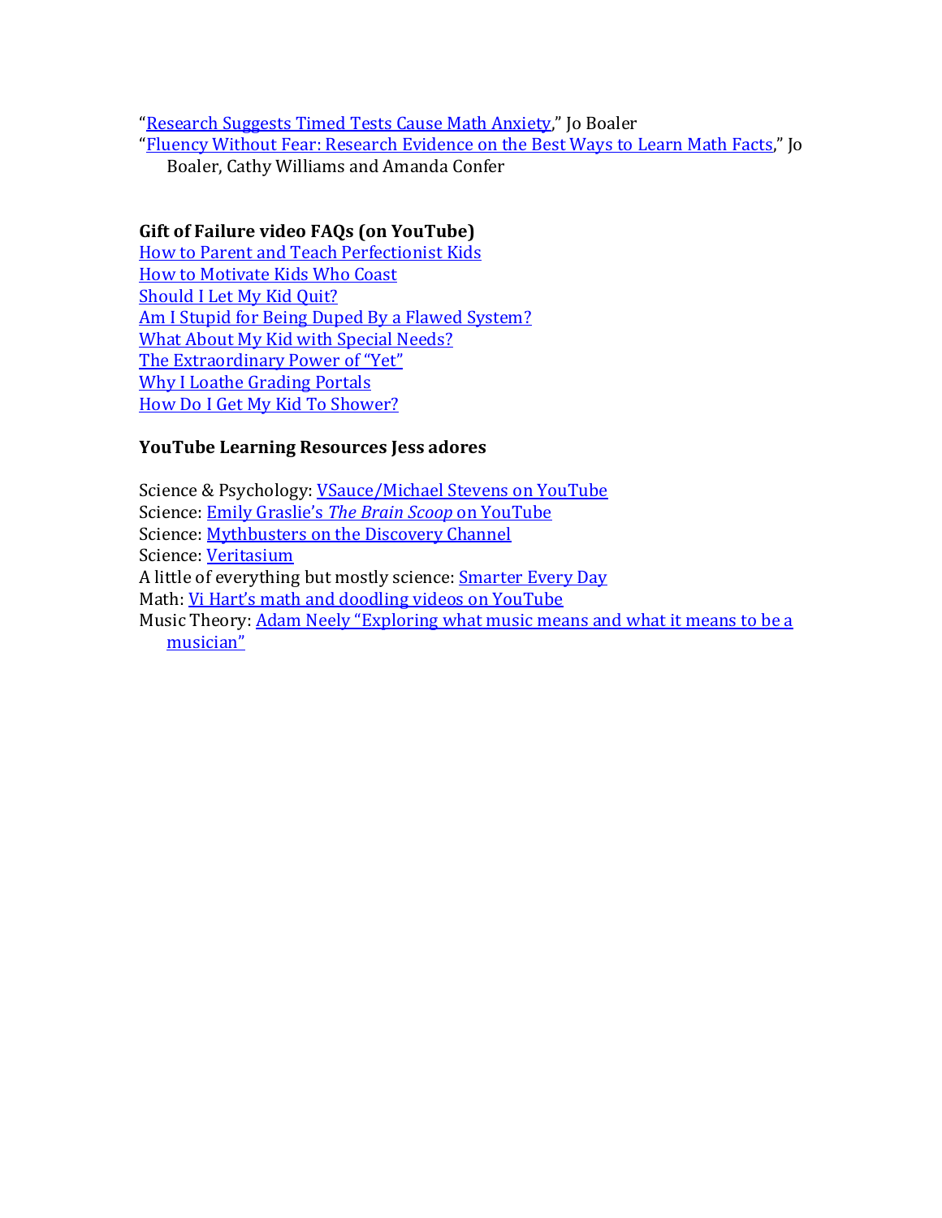"Research Suggests Timed Tests Cause Math Anxiety," Jo Boaler
"Fluency Without Fear: Research Evidence on the Best Ways to Learn Math Facts," Jo Boaler, Cathy Williams and Amanda Confer

**Gift of Failure video FAQs (on YouTube)**

How to Parent and Teach Perfectionist Kids
How to Motivate Kids Who Coast
Should I Let My Kid Quit?
Am I Stupid for Being Duped By a Flawed System?
What About My Kid with Special Needs?
The Extraordinary Power of "Yet"
Why I Loathe Grading Portals
How Do I Get My Kid To Shower?

**YouTube Learning Resources Jess adores**

Science & Psychology: VSauce/Michael Stevens on YouTube
Science: Emily Graslie's *The Brain Scoop* on YouTube
Science: Mythbusters on the Discovery Channel
Science: Veritasium
A little of everything but mostly science: Smarter Every Day
Math: Vi Hart's math and doodling videos on YouTube
Music Theory: Adam Neely "Exploring what music means and what it means to be a musician"